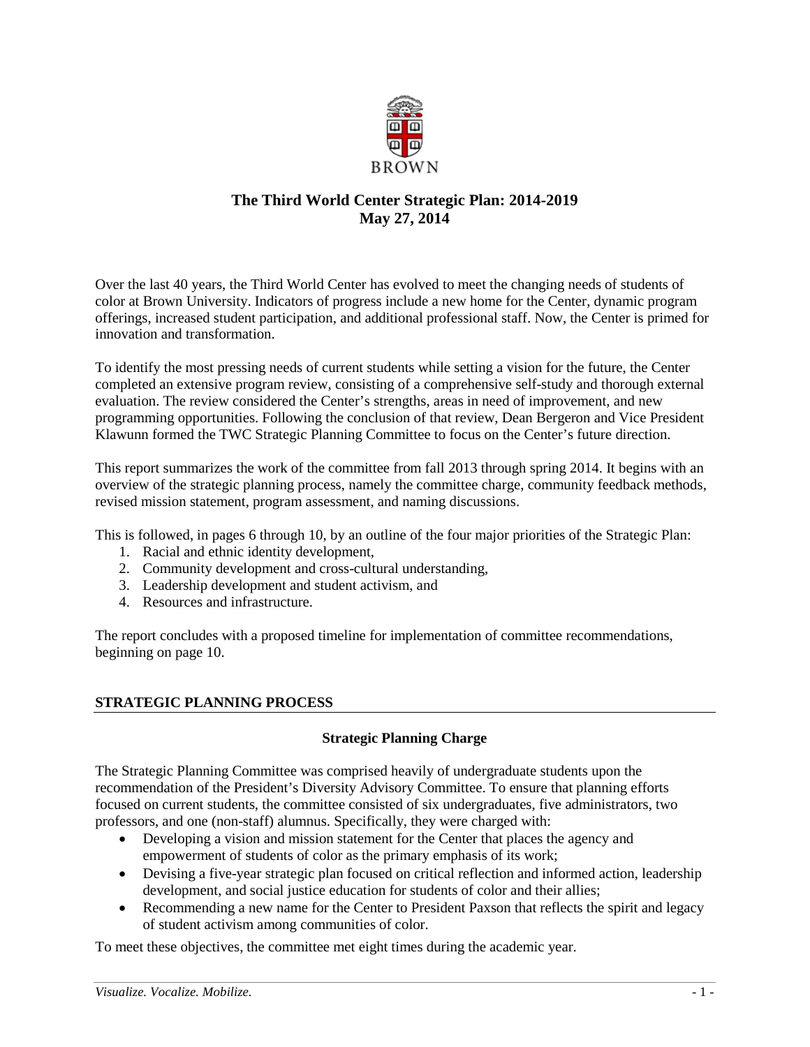# The Third World Center Strategic Plan: 2014-2019
**May 27, 2014**

Over the last 40 years, the Third World Center has evolved to meet the changing needs of students of color at Brown University. Indicators of progress include a new home for the Center, dynamic program offerings, increased student participation, and additional professional staff. Now, the Center is primed for innovation and transformation.

To identify the most pressing needs of current students while setting a vision for the future, the Center completed an extensive program review, consisting of a comprehensive self-study and thorough external evaluation. The review considered the Center's strengths, areas in need of improvement, and new programming opportunities. Following the conclusion of that review, Dean Bergeron and Vice President Klawunn formed the TWC Strategic Planning Committee to focus on the Center's future direction.

This report summarizes the work of the committee from fall 2013 through spring 2014. It begins with an overview of the strategic planning process, namely the committee charge, community feedback methods, revised mission statement, program assessment, and naming discussions.

This is followed, in pages 6 through 10, by an outline of the four major priorities of the Strategic Plan:

1. Racial and ethnic identity development,
2. Community development and cross-cultural understanding,
3. Leadership development and student activism, and
4. Resources and infrastructure.

The report concludes with a proposed timeline for implementation of committee recommendations, beginning on page 10.

## STRATEGIC PLANNING PROCESS

### Strategic Planning Charge

The Strategic Planning Committee was comprised heavily of undergraduate students upon the recommendation of the President's Diversity Advisory Committee. To ensure that planning efforts focused on current students, the committee consisted of six undergraduates, five administrators, two professors, and one (non-staff) alumnus. Specifically, they were charged with:

- Developing a vision and mission statement for the Center that places the agency and empowerment of students of color as the primary emphasis of its work;
- Devising a five-year strategic plan focused on critical reflection and informed action, leadership development, and social justice education for students of color and their allies;
- Recommending a new name for the Center to President Paxson that reflects the spirit and legacy of student activism among communities of color.

To meet these objectives, the committee met eight times during the academic year.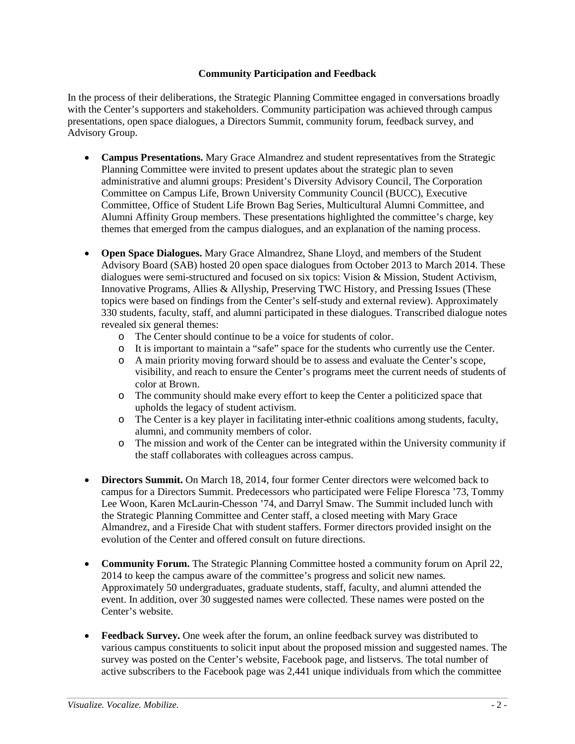**Community Participation and Feedback**

In the process of their deliberations, the Strategic Planning Committee engaged in conversations broadly with the Center's supporters and stakeholders. Community participation was achieved through campus presentations, open space dialogues, a Directors Summit, community forum, feedback survey, and Advisory Group.

- **Campus Presentations.** Mary Grace Almandrez and student representatives from the Strategic Planning Committee were invited to present updates about the strategic plan to seven administrative and alumni groups: President's Diversity Advisory Council, The Corporation Committee on Campus Life, Brown University Community Council (BUCC), Executive Committee, Office of Student Life Brown Bag Series, Multicultural Alumni Committee, and Alumni Affinity Group members. These presentations highlighted the committee's charge, key themes that emerged from the campus dialogues, and an explanation of the naming process.

- **Open Space Dialogues.** Mary Grace Almandrez, Shane Lloyd, and members of the Student Advisory Board (SAB) hosted 20 open space dialogues from October 2013 to March 2014. These dialogues were semi-structured and focused on six topics: Vision & Mission, Student Activism, Innovative Programs, Allies & Allyship, Preserving TWC History, and Pressing Issues (These topics were based on findings from the Center's self-study and external review). Approximately 330 students, faculty, staff, and alumni participated in these dialogues. Transcribed dialogue notes revealed six general themes:
  - The Center should continue to be a voice for students of color.
  - It is important to maintain a "safe" space for the students who currently use the Center.
  - A main priority moving forward should be to assess and evaluate the Center's scope, visibility, and reach to ensure the Center's programs meet the current needs of students of color at Brown.
  - The community should make every effort to keep the Center a politicized space that upholds the legacy of student activism.
  - The Center is a key player in facilitating inter-ethnic coalitions among students, faculty, alumni, and community members of color.
  - The mission and work of the Center can be integrated within the University community if the staff collaborates with colleagues across campus.

- **Directors Summit.** On March 18, 2014, four former Center directors were welcomed back to campus for a Directors Summit. Predecessors who participated were Felipe Floresca '73, Tommy Lee Woon, Karen McLaurin-Chesson '74, and Darryl Smaw. The Summit included lunch with the Strategic Planning Committee and Center staff, a closed meeting with Mary Grace Almandrez, and a Fireside Chat with student staffers. Former directors provided insight on the evolution of the Center and offered consult on future directions.

- **Community Forum.** The Strategic Planning Committee hosted a community forum on April 22, 2014 to keep the campus aware of the committee's progress and solicit new names. Approximately 50 undergraduates, graduate students, staff, faculty, and alumni attended the event. In addition, over 30 suggested names were collected. These names were posted on the Center's website.

- **Feedback Survey.** One week after the forum, an online feedback survey was distributed to various campus constituents to solicit input about the proposed mission and suggested names. The survey was posted on the Center's website, Facebook page, and listservs. The total number of active subscribers to the Facebook page was 2,441 unique individuals from which the committee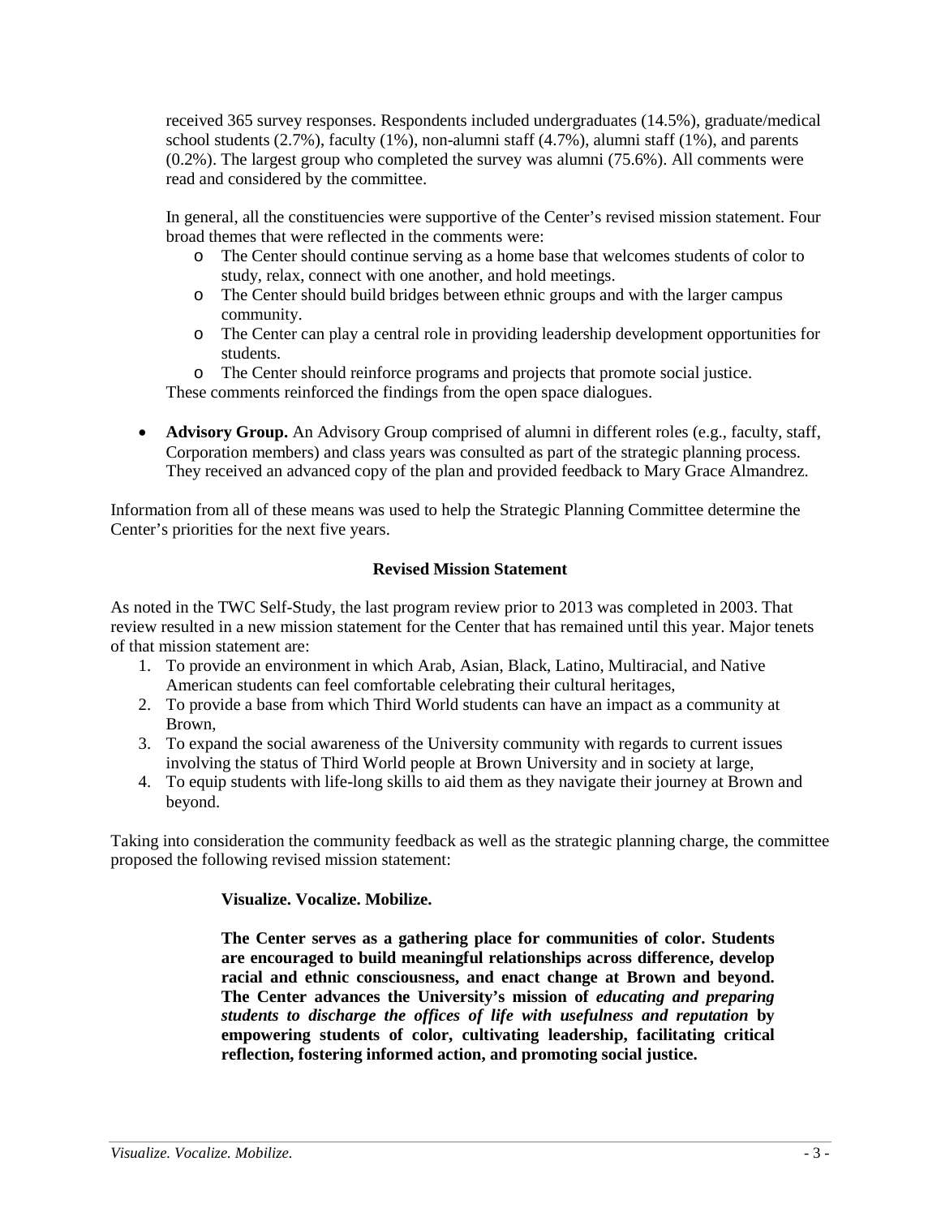received 365 survey responses. Respondents included undergraduates (14.5%), graduate/medical school students (2.7%), faculty (1%), non-alumni staff (4.7%), alumni staff (1%), and parents (0.2%). The largest group who completed the survey was alumni (75.6%). All comments were read and considered by the committee.

In general, all the constituencies were supportive of the Center's revised mission statement. Four broad themes that were reflected in the comments were:

- The Center should continue serving as a home base that welcomes students of color to study, relax, connect with one another, and hold meetings.
- The Center should build bridges between ethnic groups and with the larger campus community.
- The Center can play a central role in providing leadership development opportunities for students.
- The Center should reinforce programs and projects that promote social justice.

These comments reinforced the findings from the open space dialogues.

- **Advisory Group.** An Advisory Group comprised of alumni in different roles (e.g., faculty, staff, Corporation members) and class years was consulted as part of the strategic planning process. They received an advanced copy of the plan and provided feedback to Mary Grace Almandrez.

Information from all of these means was used to help the Strategic Planning Committee determine the Center's priorities for the next five years.

## Revised Mission Statement

As noted in the TWC Self-Study, the last program review prior to 2013 was completed in 2003. That review resulted in a new mission statement for the Center that has remained until this year. Major tenets of that mission statement are:

1. To provide an environment in which Arab, Asian, Black, Latino, Multiracial, and Native American students can feel comfortable celebrating their cultural heritages,
2. To provide a base from which Third World students can have an impact as a community at Brown,
3. To expand the social awareness of the University community with regards to current issues involving the status of Third World people at Brown University and in society at large,
4. To equip students with life-long skills to aid them as they navigate their journey at Brown and beyond.

Taking into consideration the community feedback as well as the strategic planning charge, the committee proposed the following revised mission statement:

> **Visualize. Vocalize. Mobilize.**
>
> **The Center serves as a gathering place for communities of color. Students are encouraged to build meaningful relationships across difference, develop racial and ethnic consciousness, and enact change at Brown and beyond. The Center advances the University's mission of *educating and preparing students to discharge the offices of life with usefulness and reputation* by empowering students of color, cultivating leadership, facilitating critical reflection, fostering informed action, and promoting social justice.**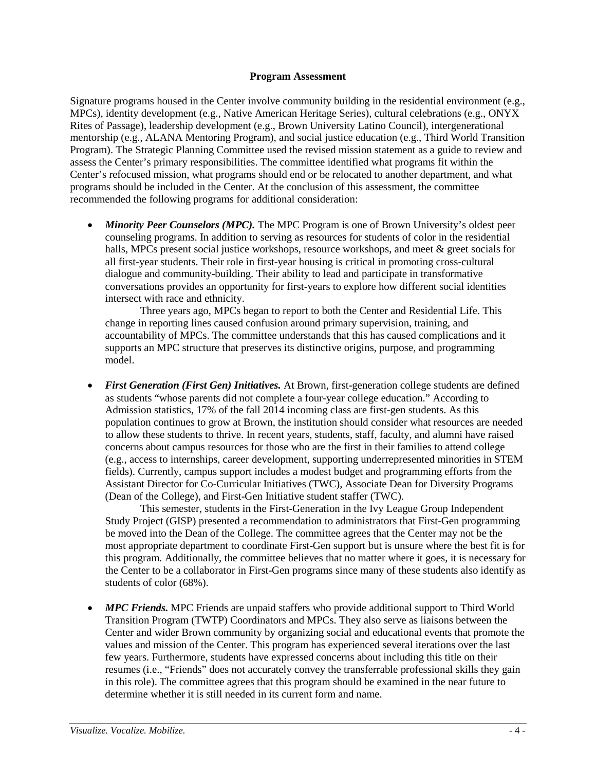**Program Assessment**

Signature programs housed in the Center involve community building in the residential environment (e.g., MPCs), identity development (e.g., Native American Heritage Series), cultural celebrations (e.g., ONYX Rites of Passage), leadership development (e.g., Brown University Latino Council), intergenerational mentorship (e.g., ALANA Mentoring Program), and social justice education (e.g., Third World Transition Program). The Strategic Planning Committee used the revised mission statement as a guide to review and assess the Center's primary responsibilities. The committee identified what programs fit within the Center's refocused mission, what programs should end or be relocated to another department, and what programs should be included in the Center. At the conclusion of this assessment, the committee recommended the following programs for additional consideration:

- ***Minority Peer Counselors (MPC).*** The MPC Program is one of Brown University's oldest peer counseling programs. In addition to serving as resources for students of color in the residential halls, MPCs present social justice workshops, resource workshops, and meet & greet socials for all first-year students. Their role in first-year housing is critical in promoting cross-cultural dialogue and community-building. Their ability to lead and participate in transformative conversations provides an opportunity for first-years to explore how different social identities intersect with race and ethnicity.

  Three years ago, MPCs began to report to both the Center and Residential Life. This change in reporting lines caused confusion around primary supervision, training, and accountability of MPCs. The committee understands that this has caused complications and it supports an MPC structure that preserves its distinctive origins, purpose, and programming model.

- ***First Generation (First Gen) Initiatives.*** At Brown, first-generation college students are defined as students "whose parents did not complete a four-year college education." According to Admission statistics, 17% of the fall 2014 incoming class are first-gen students. As this population continues to grow at Brown, the institution should consider what resources are needed to allow these students to thrive. In recent years, students, staff, faculty, and alumni have raised concerns about campus resources for those who are the first in their families to attend college (e.g., access to internships, career development, supporting underrepresented minorities in STEM fields). Currently, campus support includes a modest budget and programming efforts from the Assistant Director for Co-Curricular Initiatives (TWC), Associate Dean for Diversity Programs (Dean of the College), and First-Gen Initiative student staffer (TWC).

  This semester, students in the First-Generation in the Ivy League Group Independent Study Project (GISP) presented a recommendation to administrators that First-Gen programming be moved into the Dean of the College. The committee agrees that the Center may not be the most appropriate department to coordinate First-Gen support but is unsure where the best fit is for this program. Additionally, the committee believes that no matter where it goes, it is necessary for the Center to be a collaborator in First-Gen programs since many of these students also identify as students of color (68%).

- ***MPC Friends.*** MPC Friends are unpaid staffers who provide additional support to Third World Transition Program (TWTP) Coordinators and MPCs. They also serve as liaisons between the Center and wider Brown community by organizing social and educational events that promote the values and mission of the Center. This program has experienced several iterations over the last few years. Furthermore, students have expressed concerns about including this title on their resumes (i.e., "Friends" does not accurately convey the transferrable professional skills they gain in this role). The committee agrees that this program should be examined in the near future to determine whether it is still needed in its current form and name.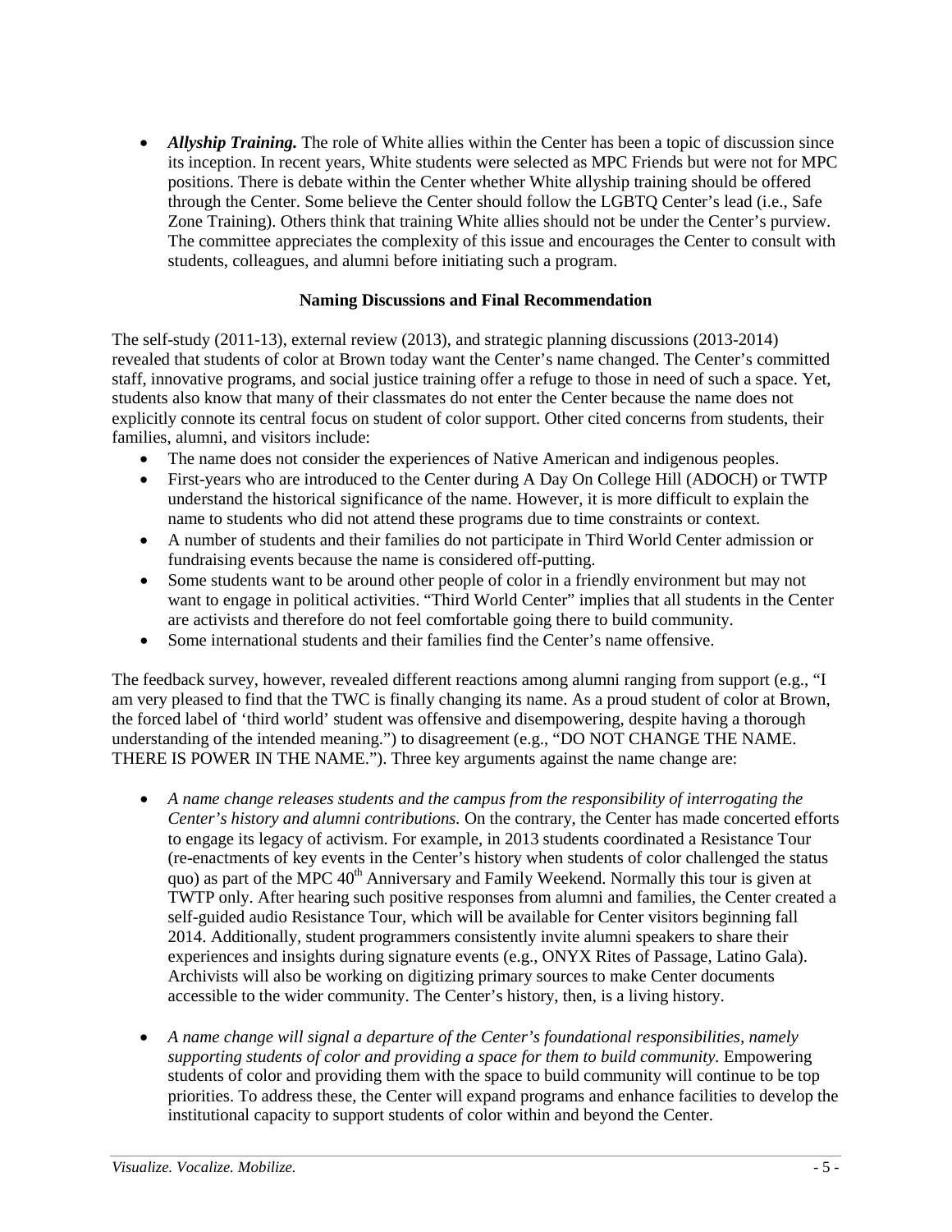- ***Allyship Training.*** The role of White allies within the Center has been a topic of discussion since its inception. In recent years, White students were selected as MPC Friends but were not for MPC positions. There is debate within the Center whether White allyship training should be offered through the Center. Some believe the Center should follow the LGBTQ Center's lead (i.e., Safe Zone Training). Others think that training White allies should not be under the Center's purview. The committee appreciates the complexity of this issue and encourages the Center to consult with students, colleagues, and alumni before initiating such a program.

### Naming Discussions and Final Recommendation

The self-study (2011-13), external review (2013), and strategic planning discussions (2013-2014) revealed that students of color at Brown today want the Center's name changed. The Center's committed staff, innovative programs, and social justice training offer a refuge to those in need of such a space. Yet, students also know that many of their classmates do not enter the Center because the name does not explicitly connote its central focus on student of color support. Other cited concerns from students, their families, alumni, and visitors include:

- The name does not consider the experiences of Native American and indigenous peoples.
- First-years who are introduced to the Center during A Day On College Hill (ADOCH) or TWTP understand the historical significance of the name. However, it is more difficult to explain the name to students who did not attend these programs due to time constraints or context.
- A number of students and their families do not participate in Third World Center admission or fundraising events because the name is considered off-putting.
- Some students want to be around other people of color in a friendly environment but may not want to engage in political activities. "Third World Center" implies that all students in the Center are activists and therefore do not feel comfortable going there to build community.
- Some international students and their families find the Center's name offensive.

The feedback survey, however, revealed different reactions among alumni ranging from support (e.g., "I am very pleased to find that the TWC is finally changing its name. As a proud student of color at Brown, the forced label of 'third world' student was offensive and disempowering, despite having a thorough understanding of the intended meaning.") to disagreement (e.g., "DO NOT CHANGE THE NAME. THERE IS POWER IN THE NAME."). Three key arguments against the name change are:

- *A name change releases students and the campus from the responsibility of interrogating the Center's history and alumni contributions.* On the contrary, the Center has made concerted efforts to engage its legacy of activism. For example, in 2013 students coordinated a Resistance Tour (re-enactments of key events in the Center's history when students of color challenged the status quo) as part of the MPC 40th Anniversary and Family Weekend. Normally this tour is given at TWTP only. After hearing such positive responses from alumni and families, the Center created a self-guided audio Resistance Tour, which will be available for Center visitors beginning fall 2014. Additionally, student programmers consistently invite alumni speakers to share their experiences and insights during signature events (e.g., ONYX Rites of Passage, Latino Gala). Archivists will also be working on digitizing primary sources to make Center documents accessible to the wider community. The Center's history, then, is a living history.

- *A name change will signal a departure of the Center's foundational responsibilities, namely supporting students of color and providing a space for them to build community.* Empowering students of color and providing them with the space to build community will continue to be top priorities. To address these, the Center will expand programs and enhance facilities to develop the institutional capacity to support students of color within and beyond the Center.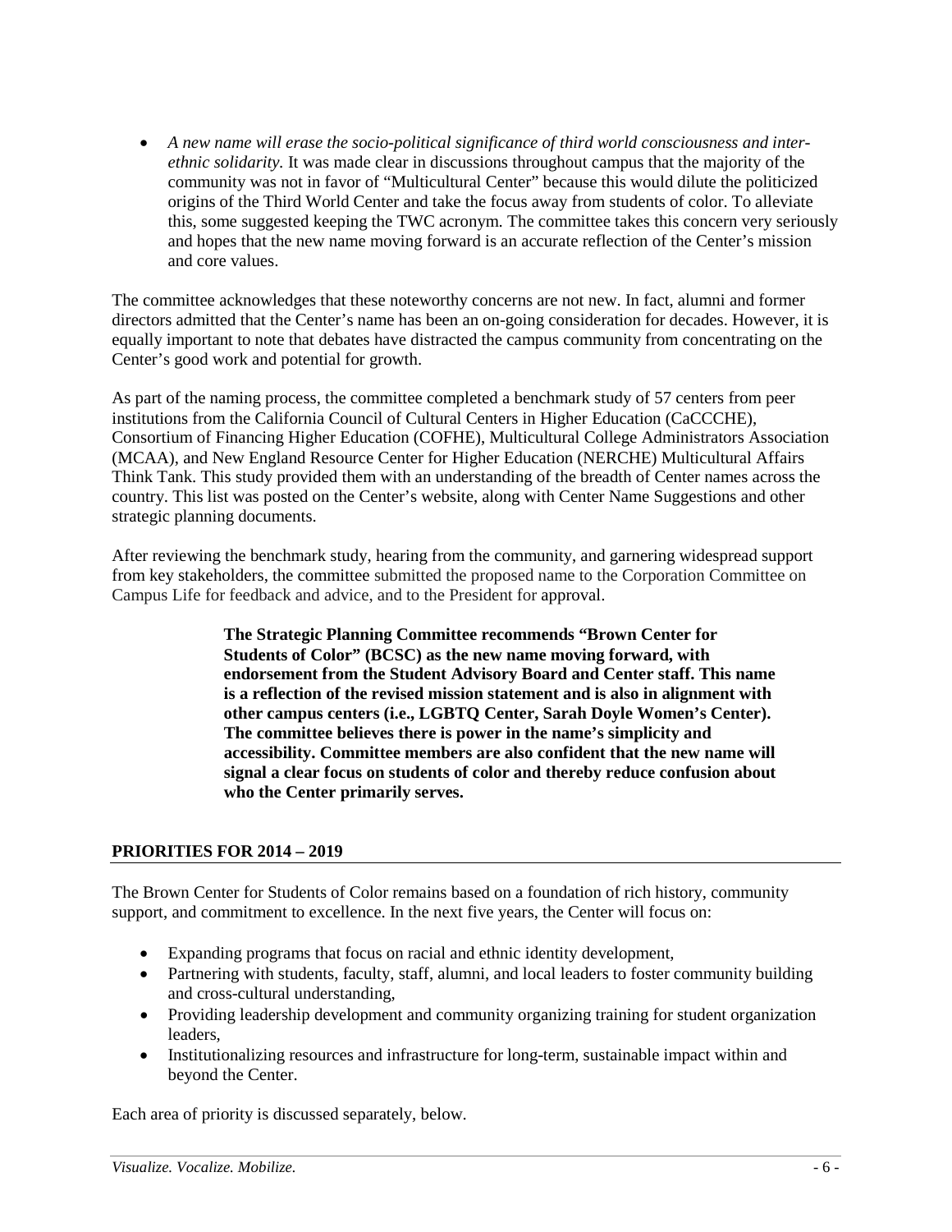- *A new name will erase the socio-political significance of third world consciousness and inter-ethnic solidarity.* It was made clear in discussions throughout campus that the majority of the community was not in favor of "Multicultural Center" because this would dilute the politicized origins of the Third World Center and take the focus away from students of color. To alleviate this, some suggested keeping the TWC acronym. The committee takes this concern very seriously and hopes that the new name moving forward is an accurate reflection of the Center's mission and core values.

The committee acknowledges that these noteworthy concerns are not new. In fact, alumni and former directors admitted that the Center's name has been an on-going consideration for decades. However, it is equally important to note that debates have distracted the campus community from concentrating on the Center's good work and potential for growth.

As part of the naming process, the committee completed a benchmark study of 57 centers from peer institutions from the California Council of Cultural Centers in Higher Education (CaCCCHE), Consortium of Financing Higher Education (COFHE), Multicultural College Administrators Association (MCAA), and New England Resource Center for Higher Education (NERCHE) Multicultural Affairs Think Tank. This study provided them with an understanding of the breadth of Center names across the country. This list was posted on the Center's website, along with Center Name Suggestions and other strategic planning documents.

After reviewing the benchmark study, hearing from the community, and garnering widespread support from key stakeholders, the committee submitted the proposed name to the Corporation Committee on Campus Life for feedback and advice, and to the President for approval.

> **The Strategic Planning Committee recommends "Brown Center for Students of Color" (BCSC) as the new name moving forward, with endorsement from the Student Advisory Board and Center staff. This name is a reflection of the revised mission statement and is also in alignment with other campus centers (i.e., LGBTQ Center, Sarah Doyle Women's Center). The committee believes there is power in the name's simplicity and accessibility. Committee members are also confident that the new name will signal a clear focus on students of color and thereby reduce confusion about who the Center primarily serves.**

## PRIORITIES FOR 2014 – 2019

The Brown Center for Students of Color remains based on a foundation of rich history, community support, and commitment to excellence. In the next five years, the Center will focus on:

- Expanding programs that focus on racial and ethnic identity development,
- Partnering with students, faculty, staff, alumni, and local leaders to foster community building and cross-cultural understanding,
- Providing leadership development and community organizing training for student organization leaders,
- Institutionalizing resources and infrastructure for long-term, sustainable impact within and beyond the Center.

Each area of priority is discussed separately, below.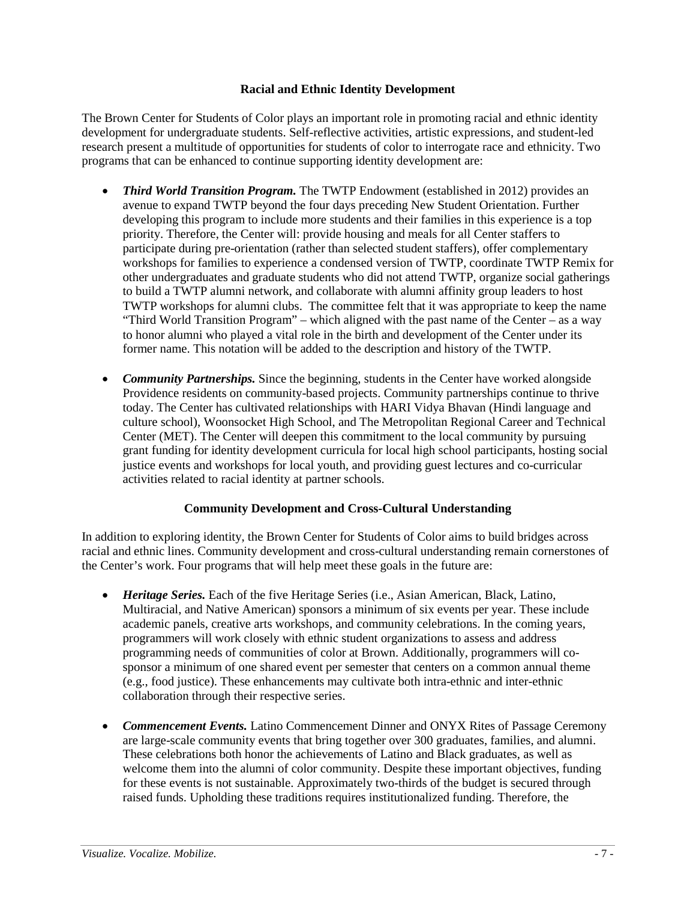## Racial and Ethnic Identity Development

The Brown Center for Students of Color plays an important role in promoting racial and ethnic identity development for undergraduate students. Self-reflective activities, artistic expressions, and student-led research present a multitude of opportunities for students of color to interrogate race and ethnicity. Two programs that can be enhanced to continue supporting identity development are:

- ***Third World Transition Program.*** The TWTP Endowment (established in 2012) provides an avenue to expand TWTP beyond the four days preceding New Student Orientation. Further developing this program to include more students and their families in this experience is a top priority. Therefore, the Center will: provide housing and meals for all Center staffers to participate during pre-orientation (rather than selected student staffers), offer complementary workshops for families to experience a condensed version of TWTP, coordinate TWTP Remix for other undergraduates and graduate students who did not attend TWTP, organize social gatherings to build a TWTP alumni network, and collaborate with alumni affinity group leaders to host TWTP workshops for alumni clubs. The committee felt that it was appropriate to keep the name "Third World Transition Program" – which aligned with the past name of the Center – as a way to honor alumni who played a vital role in the birth and development of the Center under its former name. This notation will be added to the description and history of the TWTP.

- ***Community Partnerships.*** Since the beginning, students in the Center have worked alongside Providence residents on community-based projects. Community partnerships continue to thrive today. The Center has cultivated relationships with HARI Vidya Bhavan (Hindi language and culture school), Woonsocket High School, and The Metropolitan Regional Career and Technical Center (MET). The Center will deepen this commitment to the local community by pursuing grant funding for identity development curricula for local high school participants, hosting social justice events and workshops for local youth, and providing guest lectures and co-curricular activities related to racial identity at partner schools.

## Community Development and Cross-Cultural Understanding

In addition to exploring identity, the Brown Center for Students of Color aims to build bridges across racial and ethnic lines. Community development and cross-cultural understanding remain cornerstones of the Center's work. Four programs that will help meet these goals in the future are:

- ***Heritage Series.*** Each of the five Heritage Series (i.e., Asian American, Black, Latino, Multiracial, and Native American) sponsors a minimum of six events per year. These include academic panels, creative arts workshops, and community celebrations. In the coming years, programmers will work closely with ethnic student organizations to assess and address programming needs of communities of color at Brown. Additionally, programmers will co-sponsor a minimum of one shared event per semester that centers on a common annual theme (e.g., food justice). These enhancements may cultivate both intra-ethnic and inter-ethnic collaboration through their respective series.

- ***Commencement Events.*** Latino Commencement Dinner and ONYX Rites of Passage Ceremony are large-scale community events that bring together over 300 graduates, families, and alumni. These celebrations both honor the achievements of Latino and Black graduates, as well as welcome them into the alumni of color community. Despite these important objectives, funding for these events is not sustainable. Approximately two-thirds of the budget is secured through raised funds. Upholding these traditions requires institutionalized funding. Therefore, the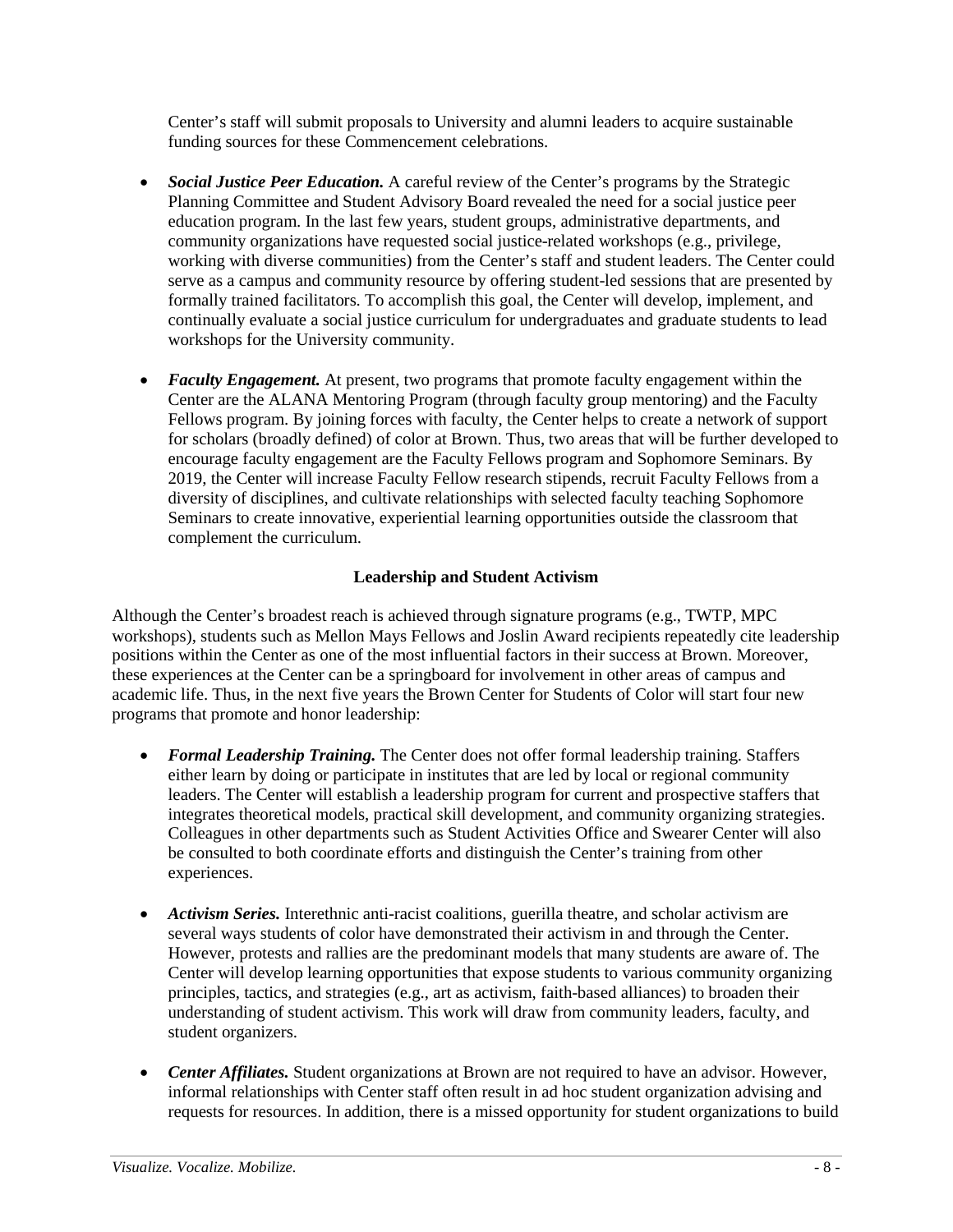Center's staff will submit proposals to University and alumni leaders to acquire sustainable funding sources for these Commencement celebrations.

- ***Social Justice Peer Education.*** A careful review of the Center's programs by the Strategic Planning Committee and Student Advisory Board revealed the need for a social justice peer education program. In the last few years, student groups, administrative departments, and community organizations have requested social justice-related workshops (e.g., privilege, working with diverse communities) from the Center's staff and student leaders. The Center could serve as a campus and community resource by offering student-led sessions that are presented by formally trained facilitators. To accomplish this goal, the Center will develop, implement, and continually evaluate a social justice curriculum for undergraduates and graduate students to lead workshops for the University community.

- ***Faculty Engagement.*** At present, two programs that promote faculty engagement within the Center are the ALANA Mentoring Program (through faculty group mentoring) and the Faculty Fellows program. By joining forces with faculty, the Center helps to create a network of support for scholars (broadly defined) of color at Brown. Thus, two areas that will be further developed to encourage faculty engagement are the Faculty Fellows program and Sophomore Seminars. By 2019, the Center will increase Faculty Fellow research stipends, recruit Faculty Fellows from a diversity of disciplines, and cultivate relationships with selected faculty teaching Sophomore Seminars to create innovative, experiential learning opportunities outside the classroom that complement the curriculum.

### Leadership and Student Activism

Although the Center's broadest reach is achieved through signature programs (e.g., TWTP, MPC workshops), students such as Mellon Mays Fellows and Joslin Award recipients repeatedly cite leadership positions within the Center as one of the most influential factors in their success at Brown. Moreover, these experiences at the Center can be a springboard for involvement in other areas of campus and academic life. Thus, in the next five years the Brown Center for Students of Color will start four new programs that promote and honor leadership:

- ***Formal Leadership Training.*** The Center does not offer formal leadership training. Staffers either learn by doing or participate in institutes that are led by local or regional community leaders. The Center will establish a leadership program for current and prospective staffers that integrates theoretical models, practical skill development, and community organizing strategies. Colleagues in other departments such as Student Activities Office and Swearer Center will also be consulted to both coordinate efforts and distinguish the Center's training from other experiences.

- ***Activism Series.*** Interethnic anti-racist coalitions, guerilla theatre, and scholar activism are several ways students of color have demonstrated their activism in and through the Center. However, protests and rallies are the predominant models that many students are aware of. The Center will develop learning opportunities that expose students to various community organizing principles, tactics, and strategies (e.g., art as activism, faith-based alliances) to broaden their understanding of student activism. This work will draw from community leaders, faculty, and student organizers.

- ***Center Affiliates.*** Student organizations at Brown are not required to have an advisor. However, informal relationships with Center staff often result in ad hoc student organization advising and requests for resources. In addition, there is a missed opportunity for student organizations to build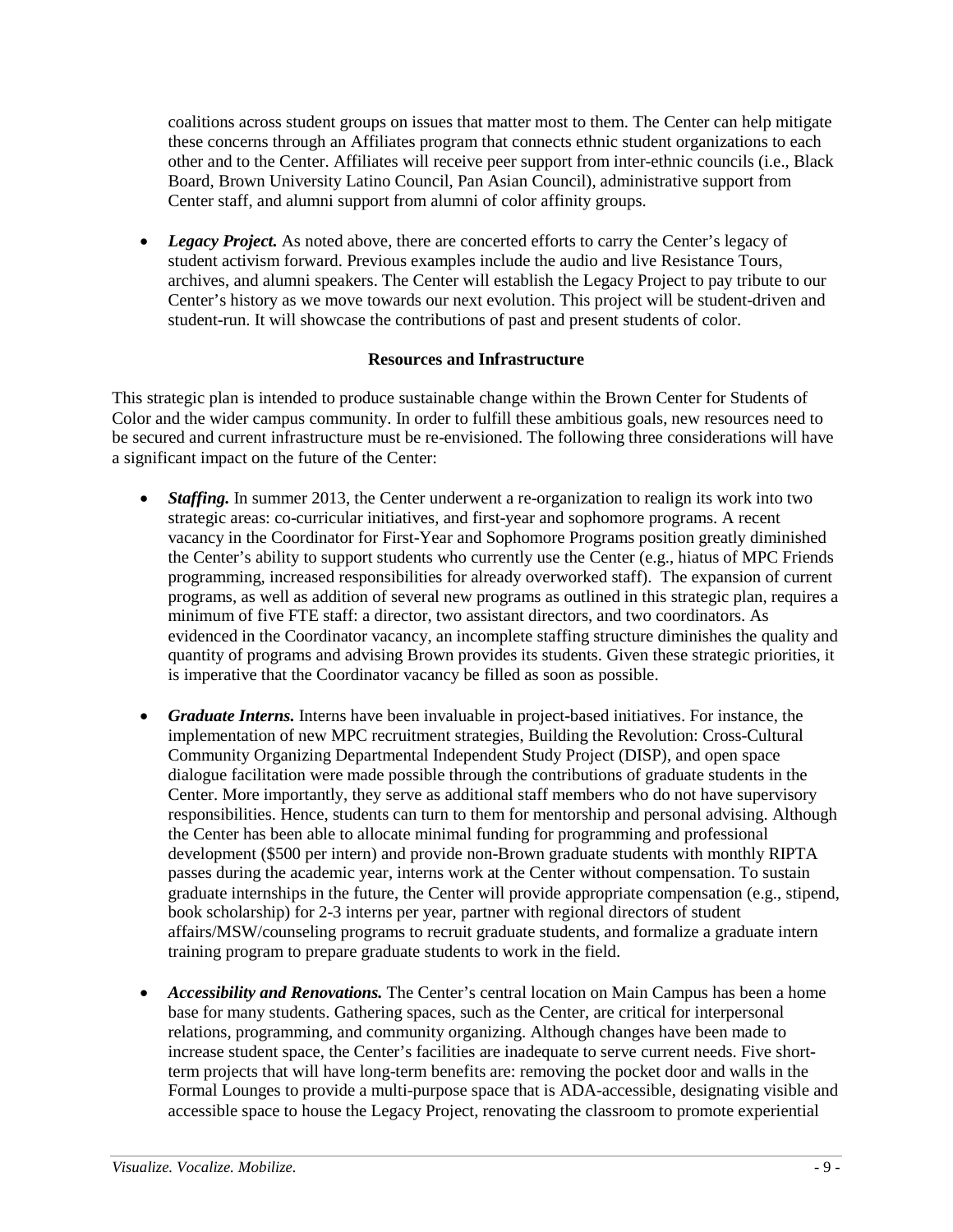coalitions across student groups on issues that matter most to them. The Center can help mitigate these concerns through an Affiliates program that connects ethnic student organizations to each other and to the Center. Affiliates will receive peer support from inter-ethnic councils (i.e., Black Board, Brown University Latino Council, Pan Asian Council), administrative support from Center staff, and alumni support from alumni of color affinity groups.

- ***Legacy Project.*** As noted above, there are concerted efforts to carry the Center's legacy of student activism forward. Previous examples include the audio and live Resistance Tours, archives, and alumni speakers. The Center will establish the Legacy Project to pay tribute to our Center's history as we move towards our next evolution. This project will be student-driven and student-run. It will showcase the contributions of past and present students of color.

### Resources and Infrastructure

This strategic plan is intended to produce sustainable change within the Brown Center for Students of Color and the wider campus community. In order to fulfill these ambitious goals, new resources need to be secured and current infrastructure must be re-envisioned. The following three considerations will have a significant impact on the future of the Center:

- ***Staffing.*** In summer 2013, the Center underwent a re-organization to realign its work into two strategic areas: co-curricular initiatives, and first-year and sophomore programs. A recent vacancy in the Coordinator for First-Year and Sophomore Programs position greatly diminished the Center's ability to support students who currently use the Center (e.g., hiatus of MPC Friends programming, increased responsibilities for already overworked staff). The expansion of current programs, as well as addition of several new programs as outlined in this strategic plan, requires a minimum of five FTE staff: a director, two assistant directors, and two coordinators. As evidenced in the Coordinator vacancy, an incomplete staffing structure diminishes the quality and quantity of programs and advising Brown provides its students. Given these strategic priorities, it is imperative that the Coordinator vacancy be filled as soon as possible.

- ***Graduate Interns.*** Interns have been invaluable in project-based initiatives. For instance, the implementation of new MPC recruitment strategies, Building the Revolution: Cross-Cultural Community Organizing Departmental Independent Study Project (DISP), and open space dialogue facilitation were made possible through the contributions of graduate students in the Center. More importantly, they serve as additional staff members who do not have supervisory responsibilities. Hence, students can turn to them for mentorship and personal advising. Although the Center has been able to allocate minimal funding for programming and professional development ($500 per intern) and provide non-Brown graduate students with monthly RIPTA passes during the academic year, interns work at the Center without compensation. To sustain graduate internships in the future, the Center will provide appropriate compensation (e.g., stipend, book scholarship) for 2-3 interns per year, partner with regional directors of student affairs/MSW/counseling programs to recruit graduate students, and formalize a graduate intern training program to prepare graduate students to work in the field.

- ***Accessibility and Renovations.*** The Center's central location on Main Campus has been a home base for many students. Gathering spaces, such as the Center, are critical for interpersonal relations, programming, and community organizing. Although changes have been made to increase student space, the Center's facilities are inadequate to serve current needs. Five short-term projects that will have long-term benefits are: removing the pocket door and walls in the Formal Lounges to provide a multi-purpose space that is ADA-accessible, designating visible and accessible space to house the Legacy Project, renovating the classroom to promote experiential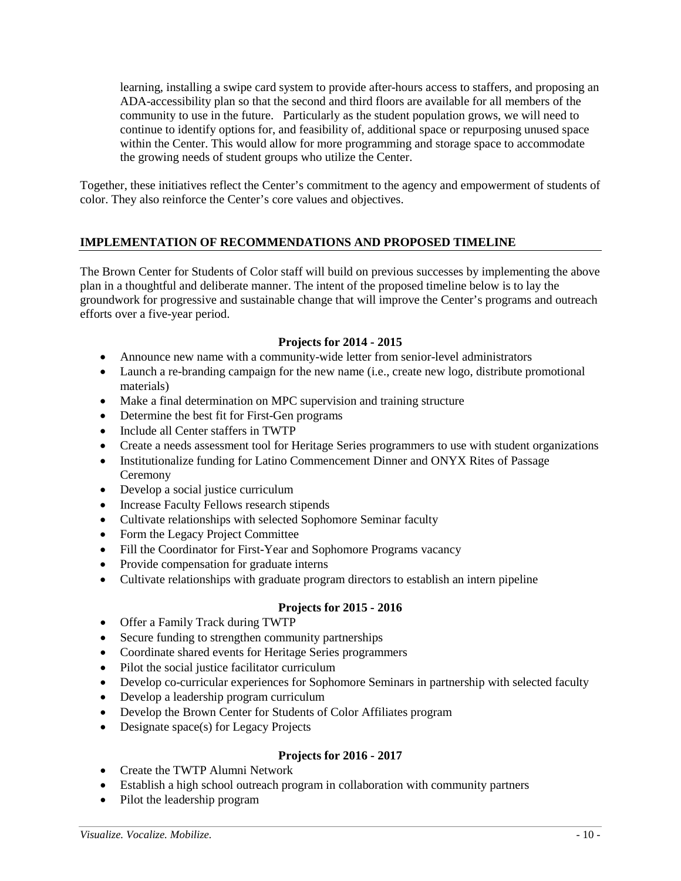learning, installing a swipe card system to provide after-hours access to staffers, and proposing an ADA-accessibility plan so that the second and third floors are available for all members of the community to use in the future. Particularly as the student population grows, we will need to continue to identify options for, and feasibility of, additional space or repurposing unused space within the Center. This would allow for more programming and storage space to accommodate the growing needs of student groups who utilize the Center.

Together, these initiatives reflect the Center's commitment to the agency and empowerment of students of color. They also reinforce the Center's core values and objectives.

## IMPLEMENTATION OF RECOMMENDATIONS AND PROPOSED TIMELINE

The Brown Center for Students of Color staff will build on previous successes by implementing the above plan in a thoughtful and deliberate manner. The intent of the proposed timeline below is to lay the groundwork for progressive and sustainable change that will improve the Center's programs and outreach efforts over a five-year period.

### Projects for 2014 - 2015

- Announce new name with a community-wide letter from senior-level administrators
- Launch a re-branding campaign for the new name (i.e., create new logo, distribute promotional materials)
- Make a final determination on MPC supervision and training structure
- Determine the best fit for First-Gen programs
- Include all Center staffers in TWTP
- Create a needs assessment tool for Heritage Series programmers to use with student organizations
- Institutionalize funding for Latino Commencement Dinner and ONYX Rites of Passage Ceremony
- Develop a social justice curriculum
- Increase Faculty Fellows research stipends
- Cultivate relationships with selected Sophomore Seminar faculty
- Form the Legacy Project Committee
- Fill the Coordinator for First-Year and Sophomore Programs vacancy
- Provide compensation for graduate interns
- Cultivate relationships with graduate program directors to establish an intern pipeline

### Projects for 2015 - 2016

- Offer a Family Track during TWTP
- Secure funding to strengthen community partnerships
- Coordinate shared events for Heritage Series programmers
- Pilot the social justice facilitator curriculum
- Develop co-curricular experiences for Sophomore Seminars in partnership with selected faculty
- Develop a leadership program curriculum
- Develop the Brown Center for Students of Color Affiliates program
- Designate space(s) for Legacy Projects

### Projects for 2016 - 2017

- Create the TWTP Alumni Network
- Establish a high school outreach program in collaboration with community partners
- Pilot the leadership program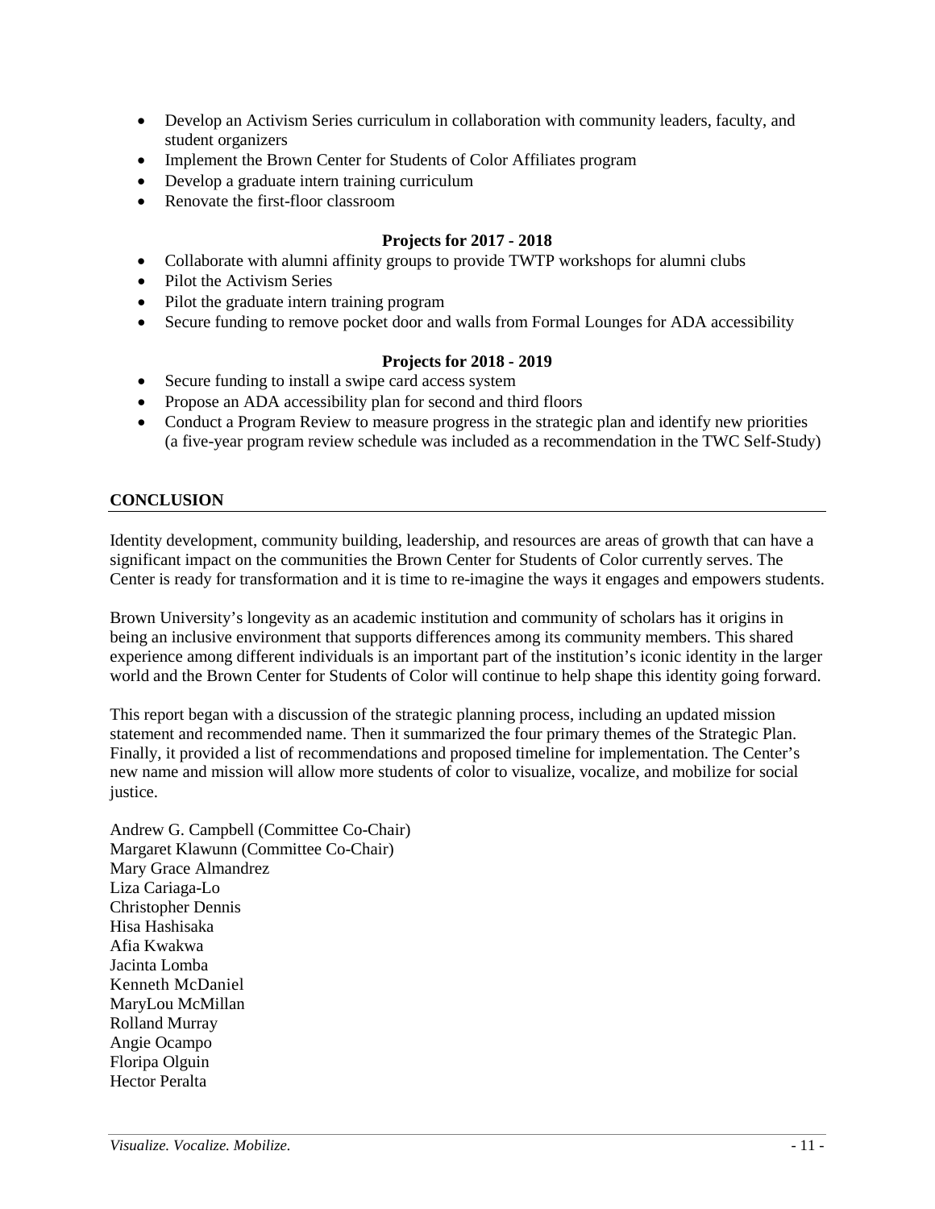- Develop an Activism Series curriculum in collaboration with community leaders, faculty, and student organizers
- Implement the Brown Center for Students of Color Affiliates program
- Develop a graduate intern training curriculum
- Renovate the first-floor classroom

**Projects for 2017 - 2018**

- Collaborate with alumni affinity groups to provide TWTP workshops for alumni clubs
- Pilot the Activism Series
- Pilot the graduate intern training program
- Secure funding to remove pocket door and walls from Formal Lounges for ADA accessibility

**Projects for 2018 - 2019**

- Secure funding to install a swipe card access system
- Propose an ADA accessibility plan for second and third floors
- Conduct a Program Review to measure progress in the strategic plan and identify new priorities (a five-year program review schedule was included as a recommendation in the TWC Self-Study)

## CONCLUSION

Identity development, community building, leadership, and resources are areas of growth that can have a significant impact on the communities the Brown Center for Students of Color currently serves. The Center is ready for transformation and it is time to re-imagine the ways it engages and empowers students.

Brown University's longevity as an academic institution and community of scholars has it origins in being an inclusive environment that supports differences among its community members. This shared experience among different individuals is an important part of the institution's iconic identity in the larger world and the Brown Center for Students of Color will continue to help shape this identity going forward.

This report began with a discussion of the strategic planning process, including an updated mission statement and recommended name. Then it summarized the four primary themes of the Strategic Plan. Finally, it provided a list of recommendations and proposed timeline for implementation. The Center's new name and mission will allow more students of color to visualize, vocalize, and mobilize for social justice.

Andrew G. Campbell (Committee Co-Chair)
Margaret Klawunn (Committee Co-Chair)
Mary Grace Almandrez
Liza Cariaga-Lo
Christopher Dennis
Hisa Hashisaka
Afia Kwakwa
Jacinta Lomba
Kenneth McDaniel
MaryLou McMillan
Rolland Murray
Angie Ocampo
Floripa Olguin
Hector Peralta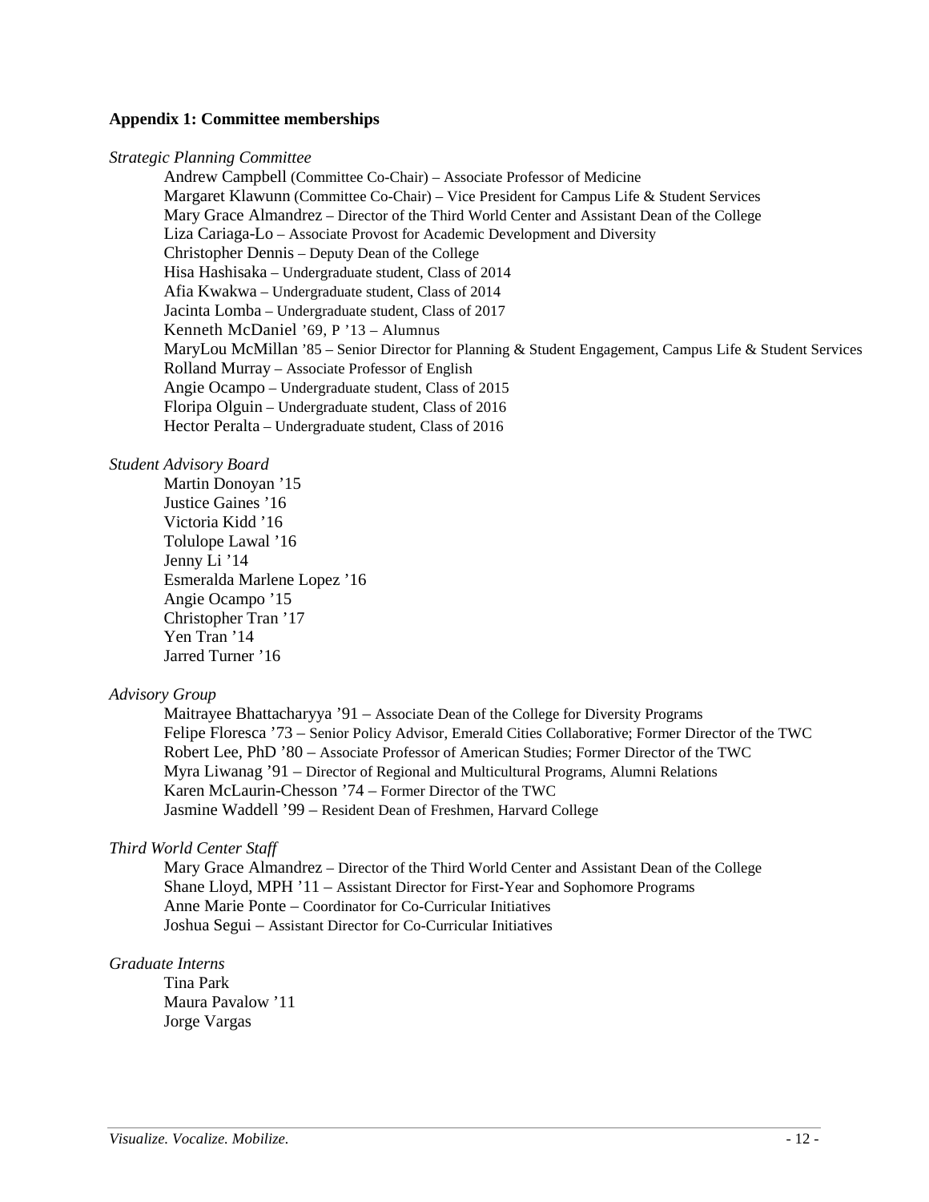**Appendix 1: Committee memberships**

*Strategic Planning Committee*

Andrew Campbell (Committee Co-Chair) – Associate Professor of Medicine
Margaret Klawunn (Committee Co-Chair) – Vice President for Campus Life & Student Services
Mary Grace Almandrez – Director of the Third World Center and Assistant Dean of the College
Liza Cariaga-Lo – Associate Provost for Academic Development and Diversity
Christopher Dennis – Deputy Dean of the College
Hisa Hashisaka – Undergraduate student, Class of 2014
Afia Kwakwa – Undergraduate student, Class of 2014
Jacinta Lomba – Undergraduate student, Class of 2017
Kenneth McDaniel '69, P '13 – Alumnus
MaryLou McMillan '85 – Senior Director for Planning & Student Engagement, Campus Life & Student Services
Rolland Murray – Associate Professor of English
Angie Ocampo – Undergraduate student, Class of 2015
Floripa Olguin – Undergraduate student, Class of 2016
Hector Peralta – Undergraduate student, Class of 2016

*Student Advisory Board*

Martin Donoyan '15
Justice Gaines '16
Victoria Kidd '16
Tolulope Lawal '16
Jenny Li '14
Esmeralda Marlene Lopez '16
Angie Ocampo '15
Christopher Tran '17
Yen Tran '14
Jarred Turner '16

*Advisory Group*

Maitrayee Bhattacharyya '91 – Associate Dean of the College for Diversity Programs
Felipe Floresca '73 – Senior Policy Advisor, Emerald Cities Collaborative; Former Director of the TWC
Robert Lee, PhD '80 – Associate Professor of American Studies; Former Director of the TWC
Myra Liwanag '91 – Director of Regional and Multicultural Programs, Alumni Relations
Karen McLaurin-Chesson '74 – Former Director of the TWC
Jasmine Waddell '99 – Resident Dean of Freshmen, Harvard College

*Third World Center Staff*

Mary Grace Almandrez – Director of the Third World Center and Assistant Dean of the College
Shane Lloyd, MPH '11 – Assistant Director for First-Year and Sophomore Programs
Anne Marie Ponte – Coordinator for Co-Curricular Initiatives
Joshua Segui – Assistant Director for Co-Curricular Initiatives

*Graduate Interns*

Tina Park
Maura Pavalow '11
Jorge Vargas